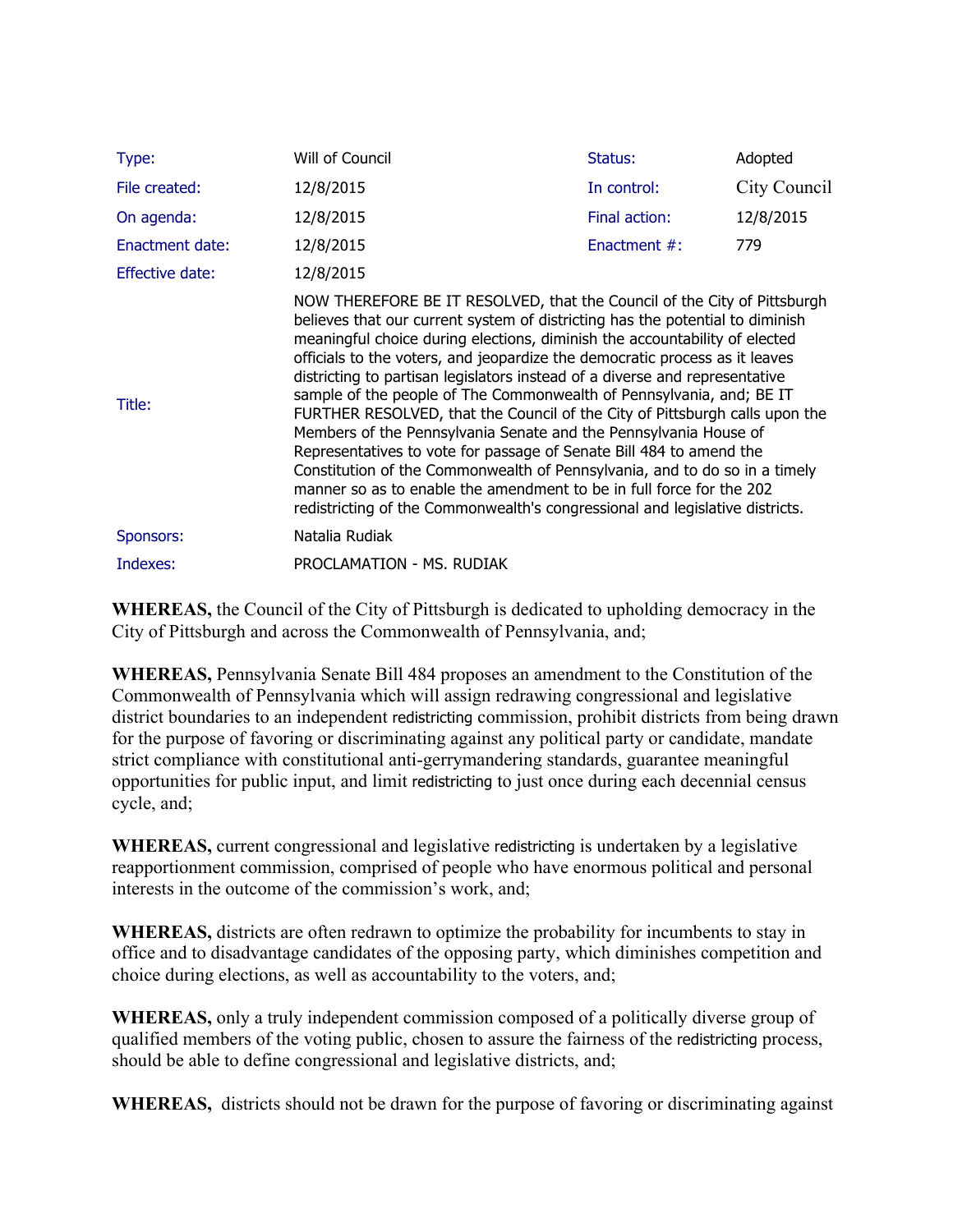| Type: | Will of Council | Status: | Adopted |
| --- | --- | --- | --- |
| File created: | 12/8/2015 | In control: | City Council |
| On agenda: | 12/8/2015 | Final action: | 12/8/2015 |
| Enactment date: | 12/8/2015 | Enactment #: | 779 |
| Effective date: | 12/8/2015 | | |
| Title: | NOW THEREFORE BE IT RESOLVED, that the Council of the City of Pittsburgh believes that our current system of districting has the potential to diminish meaningful choice during elections, diminish the accountability of elected officials to the voters, and jeopardize the democratic process as it leaves districting to partisan legislators instead of a diverse and representative sample of the people of The Commonwealth of Pennsylvania, and; BE IT FURTHER RESOLVED, that the Council of the City of Pittsburgh calls upon the Members of the Pennsylvania Senate and the Pennsylvania House of Representatives to vote for passage of Senate Bill 484 to amend the Constitution of the Commonwealth of Pennsylvania, and to do so in a timely manner so as to enable the amendment to be in full force for the 202 redistricting of the Commonwealth's congressional and legislative districts. | | |
| Sponsors: | Natalia Rudiak | | |
| Indexes: | PROCLAMATION - MS. RUDIAK | | |

**WHEREAS,** the Council of the City of Pittsburgh is dedicated to upholding democracy in the City of Pittsburgh and across the Commonwealth of Pennsylvania, and;

**WHEREAS,** Pennsylvania Senate Bill 484 proposes an amendment to the Constitution of the Commonwealth of Pennsylvania which will assign redrawing congressional and legislative district boundaries to an independent redistricting commission, prohibit districts from being drawn for the purpose of favoring or discriminating against any political party or candidate, mandate strict compliance with constitutional anti-gerrymandering standards, guarantee meaningful opportunities for public input, and limit redistricting to just once during each decennial census cycle, and;

**WHEREAS,** current congressional and legislative redistricting is undertaken by a legislative reapportionment commission, comprised of people who have enormous political and personal interests in the outcome of the commission's work, and;

**WHEREAS,** districts are often redrawn to optimize the probability for incumbents to stay in office and to disadvantage candidates of the opposing party, which diminishes competition and choice during elections, as well as accountability to the voters, and;

**WHEREAS,** only a truly independent commission composed of a politically diverse group of qualified members of the voting public, chosen to assure the fairness of the redistricting process, should be able to define congressional and legislative districts, and;

**WHEREAS,** districts should not be drawn for the purpose of favoring or discriminating against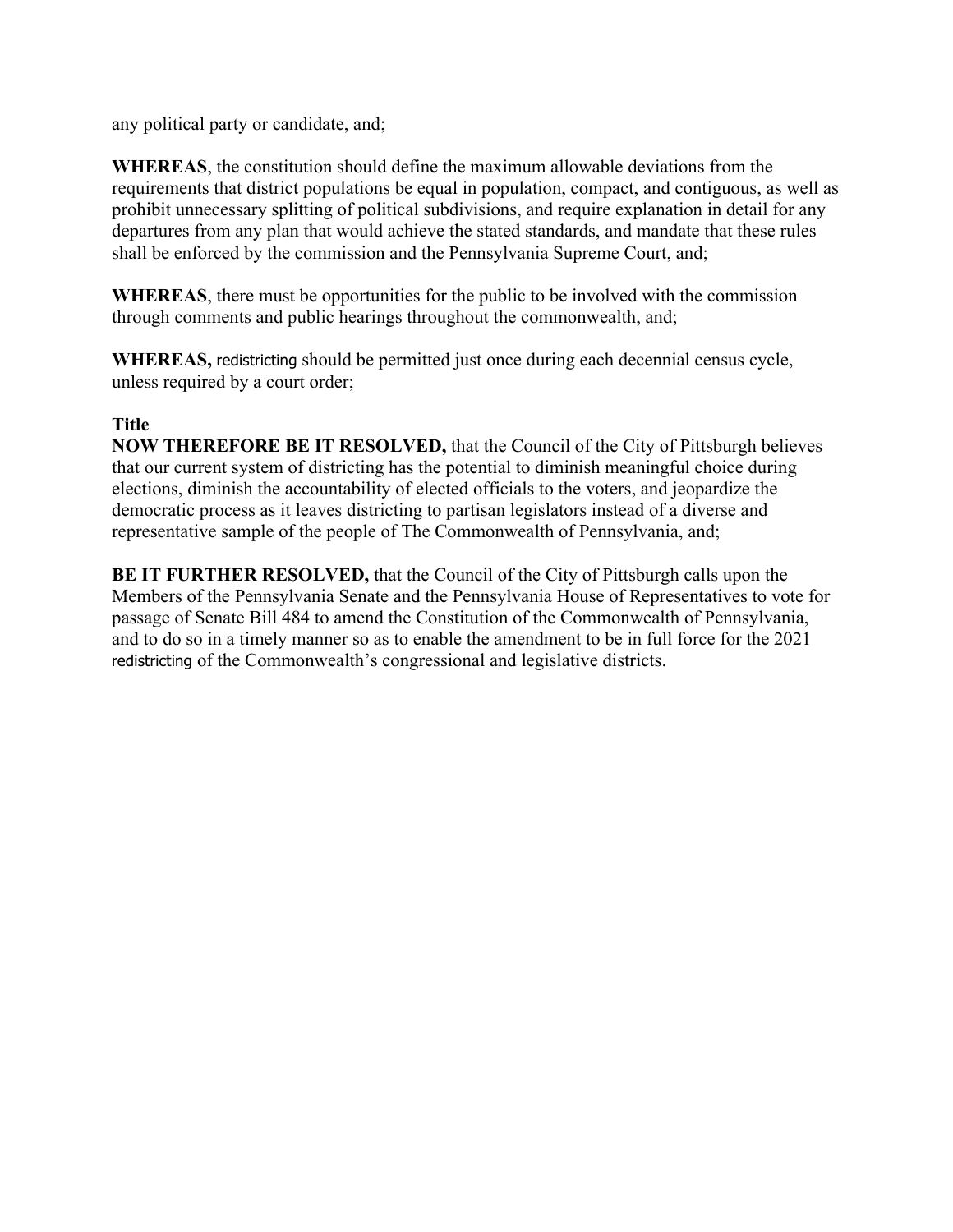any political party or candidate, and;

**WHEREAS**, the constitution should define the maximum allowable deviations from the requirements that district populations be equal in population, compact, and contiguous, as well as prohibit unnecessary splitting of political subdivisions, and require explanation in detail for any departures from any plan that would achieve the stated standards, and mandate that these rules shall be enforced by the commission and the Pennsylvania Supreme Court, and;

**WHEREAS**, there must be opportunities for the public to be involved with the commission through comments and public hearings throughout the commonwealth, and;

**WHEREAS,** redistricting should be permitted just once during each decennial census cycle, unless required by a court order;

**Title**

**NOW THEREFORE BE IT RESOLVED,** that the Council of the City of Pittsburgh believes that our current system of districting has the potential to diminish meaningful choice during elections, diminish the accountability of elected officials to the voters, and jeopardize the democratic process as it leaves districting to partisan legislators instead of a diverse and representative sample of the people of The Commonwealth of Pennsylvania, and;

**BE IT FURTHER RESOLVED,** that the Council of the City of Pittsburgh calls upon the Members of the Pennsylvania Senate and the Pennsylvania House of Representatives to vote for passage of Senate Bill 484 to amend the Constitution of the Commonwealth of Pennsylvania, and to do so in a timely manner so as to enable the amendment to be in full force for the 2021 redistricting of the Commonwealth's congressional and legislative districts.